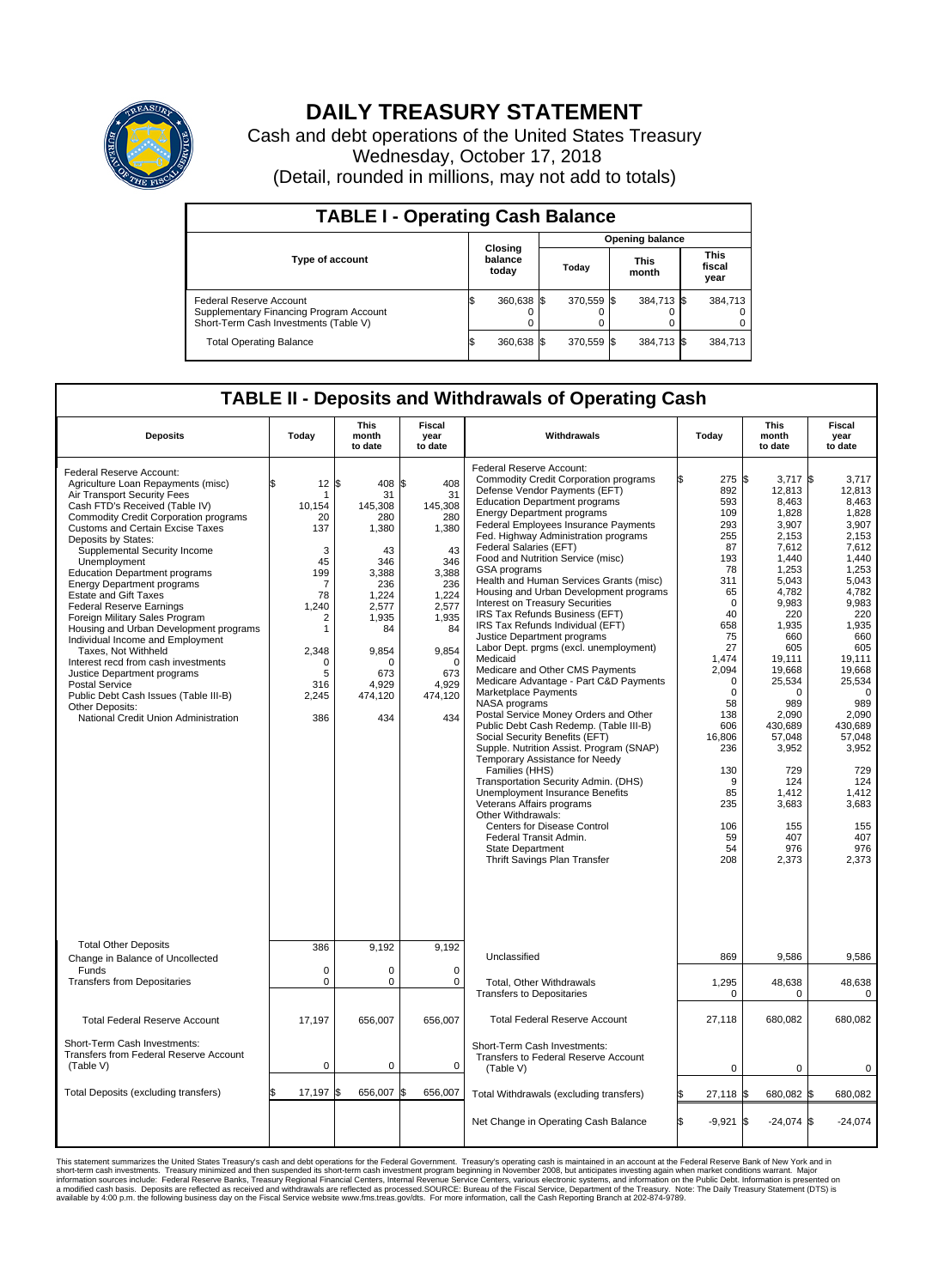# DAILY TREASURY STATEMENT

Cash and debt operations of the United States Treasury
Wednesday, October 17, 2018
(Detail, rounded in millions, may not add to totals)

## TABLE I - Operating Cash Balance

| Type of account | Closing balance today | Opening balance Today | Opening balance This month | Opening balance This fiscal year |
|---|---|---|---|---|
| Federal Reserve Account | $ 360,638 | $ 370,559 | $ 384,713 | $ 384,713 |
| Supplementary Financing Program Account | 0 | 0 | 0 | 0 |
| Short-Term Cash Investments (Table V) | 0 | 0 | 0 | 0 |
| Total Operating Balance | $ 360,638 | $ 370,559 | $ 384,713 | $ 384,713 |

## TABLE II - Deposits and Withdrawals of Operating Cash

| Deposits | Today | This month to date | Fiscal year to date |
|---|---|---|---|
| Federal Reserve Account: | | | |
| Agriculture Loan Repayments (misc) | $ 12 | $ 408 | $ 408 |
| Air Transport Security Fees | 1 | 31 | 31 |
| Cash FTD's Received (Table IV) | 10,154 | 145,308 | 145,308 |
| Commodity Credit Corporation programs | 20 | 280 | 280 |
| Customs and Certain Excise Taxes | 137 | 1,380 | 1,380 |
| Deposits by States: | | | |
| Supplemental Security Income | 3 | 43 | 43 |
| Unemployment | 45 | 346 | 346 |
| Education Department programs | 199 | 3,388 | 3,388 |
| Energy Department programs | 7 | 236 | 236 |
| Estate and Gift Taxes | 78 | 1,224 | 1,224 |
| Federal Reserve Earnings | 1,240 | 2,577 | 2,577 |
| Foreign Military Sales Program | 2 | 1,935 | 1,935 |
| Housing and Urban Development programs | 1 | 84 | 84 |
| Individual Income and Employment Taxes, Not Withheld | 2,348 | 9,854 | 9,854 |
| Interest recd from cash investments | 0 | 0 | 0 |
| Justice Department programs | 5 | 673 | 673 |
| Postal Service | 316 | 4,929 | 4,929 |
| Public Debt Cash Issues (Table III-B) | 2,245 | 474,120 | 474,120 |
| Other Deposits: | | | |
| National Credit Union Administration | 386 | 434 | 434 |
| Total Other Deposits | 386 | 9,192 | 9,192 |
| Change in Balance of Uncollected Funds | 0 | 0 | 0 |
| Transfers from Depositaries | 0 | 0 | 0 |
| Total Federal Reserve Account | 17,197 | 656,007 | 656,007 |
| Short-Term Cash Investments: Transfers from Federal Reserve Account (Table V) | 0 | 0 | 0 |
| Total Deposits (excluding transfers) | $ 17,197 | $ 656,007 | $ 656,007 |

| Withdrawals | Today | This month to date | Fiscal year to date |
|---|---|---|---|
| Federal Reserve Account: | | | |
| Commodity Credit Corporation programs | $ 275 | $ 3,717 | $ 3,717 |
| Defense Vendor Payments (EFT) | 892 | 12,813 | 12,813 |
| Education Department programs | 593 | 8,463 | 8,463 |
| Energy Department programs | 109 | 1,828 | 1,828 |
| Federal Employees Insurance Payments | 293 | 3,907 | 3,907 |
| Fed. Highway Administration programs | 255 | 2,153 | 2,153 |
| Federal Salaries (EFT) | 87 | 7,612 | 7,612 |
| Food and Nutrition Service (misc) | 193 | 1,440 | 1,440 |
| GSA programs | 78 | 1,253 | 1,253 |
| Health and Human Services Grants (misc) | 311 | 5,043 | 5,043 |
| Housing and Urban Development programs | 65 | 4,782 | 4,782 |
| Interest on Treasury Securities | 0 | 9,983 | 9,983 |
| IRS Tax Refunds Business (EFT) | 40 | 220 | 220 |
| IRS Tax Refunds Individual (EFT) | 658 | 1,935 | 1,935 |
| Justice Department programs | 75 | 660 | 660 |
| Labor Dept. prgms (excl. unemployment) | 27 | 605 | 605 |
| Medicaid | 1,474 | 19,111 | 19,111 |
| Medicare and Other CMS Payments | 2,094 | 19,668 | 19,668 |
| Medicare Advantage - Part C&D Payments | 0 | 25,534 | 25,534 |
| Marketplace Payments | 0 | 0 | 0 |
| NASA programs | 58 | 989 | 989 |
| Postal Service Money Orders and Other | 138 | 2,090 | 2,090 |
| Public Debt Cash Redemp. (Table III-B) | 606 | 430,689 | 430,689 |
| Social Security Benefits (EFT) | 16,806 | 57,048 | 57,048 |
| Supple. Nutrition Assist. Program (SNAP) | 236 | 3,952 | 3,952 |
| Temporary Assistance for Needy Families (HHS) | 130 | 729 | 729 |
| Transportation Security Admin. (DHS) | 9 | 124 | 124 |
| Unemployment Insurance Benefits | 85 | 1,412 | 1,412 |
| Veterans Affairs programs | 235 | 3,683 | 3,683 |
| Other Withdrawals: | | | |
| Centers for Disease Control | 106 | 155 | 155 |
| Federal Transit Admin. | 59 | 407 | 407 |
| State Department | 54 | 976 | 976 |
| Thrift Savings Plan Transfer | 208 | 2,373 | 2,373 |
| Unclassified | 869 | 9,586 | 9,586 |
| Total, Other Withdrawals | 1,295 | 48,638 | 48,638 |
| Transfers to Depositaries | 0 | 0 | 0 |
| Total Federal Reserve Account | 27,118 | 680,082 | 680,082 |
| Short-Term Cash Investments: Transfers to Federal Reserve Account (Table V) | 0 | 0 | 0 |
| Total Withdrawals (excluding transfers) | $ 27,118 | $ 680,082 | $ 680,082 |
| Net Change in Operating Cash Balance | $ -9,921 | $ -24,074 | $ -24,074 |

This statement summarizes the United States Treasury's cash and debt operations for the Federal Government. Treasury's operating cash is maintained in an account at the Federal Reserve Bank of New York and in short-term cash investments. Treasury minimized and then suspended its short-term cash investment program beginning in November 2008, but anticipates investing again when market conditions warrant. Major information sources include: Federal Reserve Banks, Treasury Regional Financial Centers, Internal Revenue Service Centers, various electronic systems, and information on the Public Debt. Information is presented on a modified cash basis. Deposits are reflected as received and withdrawals are reflected as processed.SOURCE: Bureau of the Fiscal Service, Department of the Treasury. Note: The Daily Treasury Statement (DTS) is available by 4:00 p.m. the following business day on the Fiscal Service website www.fms.treas.gov/dts. For more information, call the Cash Reporting Branch at 202-874-9789.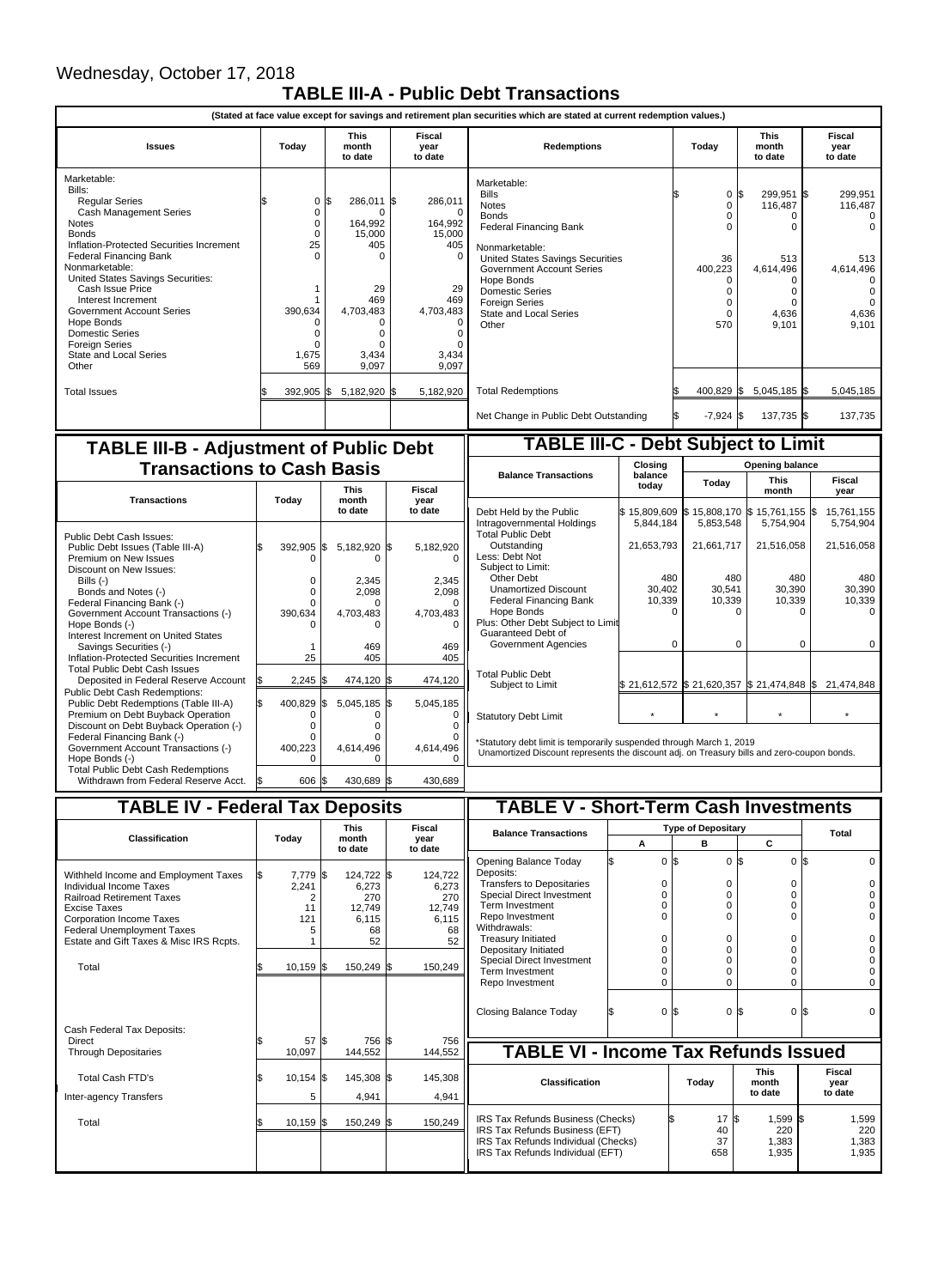Wednesday, October 17, 2018

# TABLE III-A - Public Debt Transactions

(Stated at face value except for savings and retirement plan securities which are stated at current redemption values.)

| Issues | Today | This month to date | Fiscal year to date |
|---|---|---|---|
| Marketable: | | | |
| Bills: | | | |
| Regular Series | $ 0 | $ 286,011 | $ 286,011 |
| Cash Management Series | 0 | 0 | 0 |
| Notes | 0 | 164,992 | 164,992 |
| Bonds | 0 | 15,000 | 15,000 |
| Inflation-Protected Securities Increment | 25 | 405 | 405 |
| Federal Financing Bank | 0 | 0 | 0 |
| Nonmarketable: | | | |
| United States Savings Securities: | | | |
| Cash Issue Price | 1 | 29 | 29 |
| Interest Increment | 1 | 469 | 469 |
| Government Account Series | 390,634 | 4,703,483 | 4,703,483 |
| Hope Bonds | 0 | 0 | 0 |
| Domestic Series | 0 | 0 | 0 |
| Foreign Series | 0 | 0 | 0 |
| State and Local Series | 1,675 | 3,434 | 3,434 |
| Other | 569 | 9,097 | 9,097 |
| Total Issues | $ 392,905 | $ 5,182,920 | $ 5,182,920 |

| Redemptions | Today | This month to date | Fiscal year to date |
|---|---|---|---|
| Marketable: | | | |
| Bills | $ 0 | $ 299,951 | $ 299,951 |
| Notes | 0 | 116,487 | 116,487 |
| Bonds | 0 | 0 | 0 |
| Federal Financing Bank | 0 | 0 | 0 |
| Nonmarketable: | | | |
| United States Savings Securities | 36 | 513 | 513 |
| Government Account Series | 400,223 | 4,614,496 | 4,614,496 |
| Hope Bonds | 0 | 0 | 0 |
| Domestic Series | 0 | 0 | 0 |
| Foreign Series | 0 | 0 | 0 |
| State and Local Series | 0 | 4,636 | 4,636 |
| Other | 570 | 9,101 | 9,101 |
| Total Redemptions | $ 400,829 | $ 5,045,185 | $ 5,045,185 |
| Net Change in Public Debt Outstanding | $ -7,924 | $ 137,735 | $ 137,735 |

# TABLE III-B - Adjustment of Public Debt Transactions to Cash Basis

| Transactions | Today | This month to date | Fiscal year to date |
|---|---|---|---|
| Public Debt Cash Issues: | | | |
| Public Debt Issues (Table III-A) | $ 392,905 | $ 5,182,920 | $ 5,182,920 |
| Premium on New Issues | 0 | 0 | 0 |
| Discount on New Issues: | | | |
| Bills (-) | 0 | 2,345 | 2,345 |
| Bonds and Notes (-) | 0 | 2,098 | 2,098 |
| Federal Financing Bank (-) | 0 | 0 | 0 |
| Government Account Transactions (-) | 390,634 | 4,703,483 | 4,703,483 |
| Hope Bonds (-) | 0 | 0 | 0 |
| Interest Increment on United States Savings Securities (-) | 1 | 469 | 469 |
| Inflation-Protected Securities Increment | 25 | 405 | 405 |
| Total Public Debt Cash Issues Deposited in Federal Reserve Account | $ 2,245 | $ 474,120 | $ 474,120 |
| Public Debt Cash Redemptions: | | | |
| Public Debt Redemptions (Table III-A) | $ 400,829 | $ 5,045,185 | $ 5,045,185 |
| Premium on Debt Buyback Operation | 0 | 0 | 0 |
| Discount on Debt Buyback Operation (-) | 0 | 0 | 0 |
| Federal Financing Bank (-) | 0 | 0 | 0 |
| Government Account Transactions (-) | 400,223 | 4,614,496 | 4,614,496 |
| Hope Bonds (-) | 0 | 0 | 0 |
| Total Public Debt Cash Redemptions Withdrawn from Federal Reserve Acct. | $ 606 | $ 430,689 | $ 430,689 |

# TABLE III-C - Debt Subject to Limit

| Balance Transactions | Closing balance today | Opening balance Today | Opening balance This month | Opening balance Fiscal year |
|---|---|---|---|---|
| Debt Held by the Public | $ 15,809,609 | $ 15,808,170 | $ 15,761,155 | $ 15,761,155 |
| Intragovernmental Holdings | 5,844,184 | 5,853,548 | 5,754,904 | 5,754,904 |
| Total Public Debt Outstanding | 21,653,793 | 21,661,717 | 21,516,058 | 21,516,058 |
| Less: Debt Not Subject to Limit: | | | | |
| Other Debt | 480 | 480 | 480 | 480 |
| Unamortized Discount | 30,402 | 30,541 | 30,390 | 30,390 |
| Federal Financing Bank | 10,339 | 10,339 | 10,339 | 10,339 |
| Hope Bonds | 0 | 0 | 0 | 0 |
| Plus: Other Debt Subject to Limit | | | | |
| Guaranteed Debt of Government Agencies | 0 | 0 | 0 | 0 |
| Total Public Debt Subject to Limit | $ 21,612,572 | $ 21,620,357 | $ 21,474,848 | $ 21,474,848 |
| Statutory Debt Limit | * | * | * | * |

*Statutory debt limit is temporarily suspended through March 1, 2019
Unamortized Discount represents the discount adj. on Treasury bills and zero-coupon bonds.

# TABLE IV - Federal Tax Deposits

| Classification | Today | This month to date | Fiscal year to date |
|---|---|---|---|
| Withheld Income and Employment Taxes | $ 7,779 | $ 124,722 | $ 124,722 |
| Individual Income Taxes | 2,241 | 6,273 | 6,273 |
| Railroad Retirement Taxes | 2 | 270 | 270 |
| Excise Taxes | 11 | 12,749 | 12,749 |
| Corporation Income Taxes | 121 | 6,115 | 6,115 |
| Federal Unemployment Taxes | 5 | 68 | 68 |
| Estate and Gift Taxes & Misc IRS Rcpts. | 1 | 52 | 52 |
| Total | $ 10,159 | $ 150,249 | $ 150,249 |
| Cash Federal Tax Deposits: | | | |
| Direct | $ 57 | $ 756 | $ 756 |
| Through Depositaries | 10,097 | 144,552 | 144,552 |
| Total Cash FTD's | $ 10,154 | $ 145,308 | $ 145,308 |
| Inter-agency Transfers | 5 | 4,941 | 4,941 |
| Total | $ 10,159 | $ 150,249 | $ 150,249 |

# TABLE V - Short-Term Cash Investments

| Balance Transactions | Type of Depositary A | Type of Depositary B | Type of Depositary C | Total |
|---|---|---|---|---|
| Opening Balance Today | $ 0 | $ 0 | $ 0 | $ 0 |
| Deposits: | | | | |
| Transfers to Depositaries | 0 | 0 | 0 | 0 |
| Special Direct Investment | 0 | 0 | 0 | 0 |
| Term Investment | 0 | 0 | 0 | 0 |
| Repo Investment | 0 | 0 | 0 | 0 |
| Withdrawals: | | | | |
| Treasury Initiated | 0 | 0 | 0 | 0 |
| Depositary Initiated | 0 | 0 | 0 | 0 |
| Special Direct Investment | 0 | 0 | 0 | 0 |
| Term Investment | 0 | 0 | 0 | 0 |
| Repo Investment | 0 | 0 | 0 | 0 |
| Closing Balance Today | $ 0 | $ 0 | $ 0 | $ 0 |

# TABLE VI - Income Tax Refunds Issued

| Classification | Today | This month to date | Fiscal year to date |
|---|---|---|---|
| IRS Tax Refunds Business (Checks) | $ 17 | $ 1,599 | $ 1,599 |
| IRS Tax Refunds Business (EFT) | 40 | 220 | 220 |
| IRS Tax Refunds Individual (Checks) | 37 | 1,383 | 1,383 |
| IRS Tax Refunds Individual (EFT) | 658 | 1,935 | 1,935 |